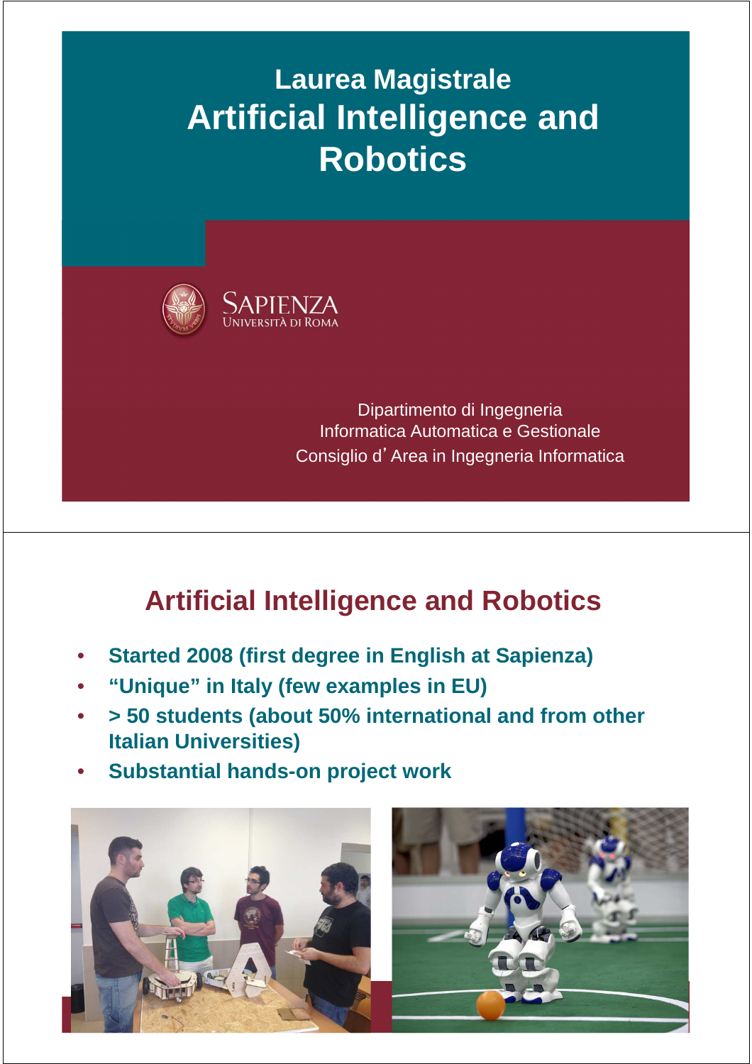# Laurea Magistrale

# Artificial Intelligence and Robotics

SAPIENZA
UNIVERSITÀ DI ROMA

Dipartimento di Ingegneria
Informatica Automatica e Gestionale
Consiglio d'Area in Ingegneria Informatica

## Artificial Intelligence and Robotics

- **Started 2008 (first degree in English at Sapienza)**
- **"Unique" in Italy (few examples in EU)**
- **> 50 students (about 50% international and from other Italian Universities)**
- **Substantial hands-on project work**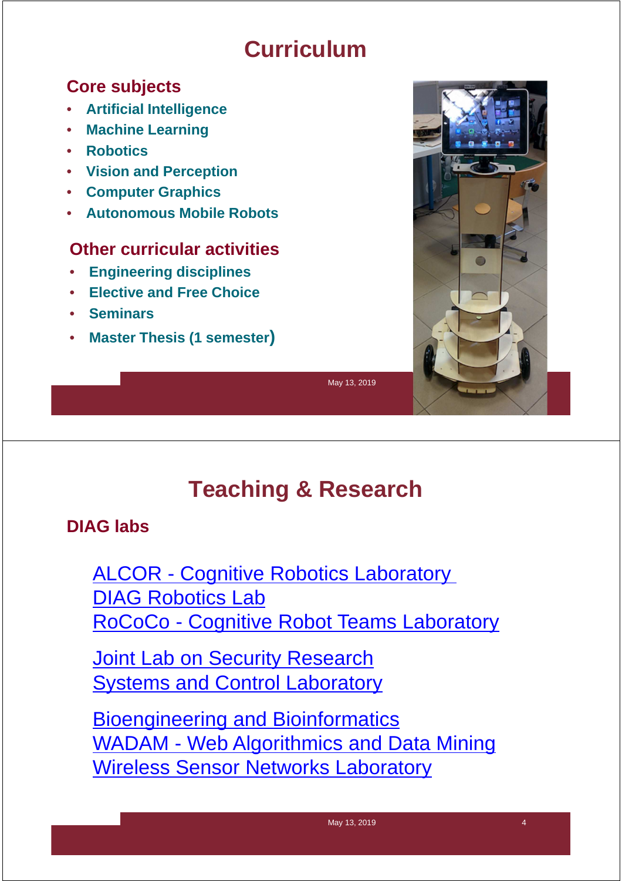# Curriculum

## Core subjects

- Artificial Intelligence
- Machine Learning
- Robotics
- Vision and Perception
- Computer Graphics
- Autonomous Mobile Robots

## Other curricular activities

- Engineering disciplines
- Elective and Free Choice
- Seminars
- Master Thesis (1 semester)

# Teaching & Research

## DIAG labs

ALCOR - Cognitive Robotics Laboratory
DIAG Robotics Lab
RoCoCo - Cognitive Robot Teams Laboratory

Joint Lab on Security Research
Systems and Control Laboratory

Bioengineering and Bioinformatics
WADAM - Web Algorithmics and Data Mining
Wireless Sensor Networks Laboratory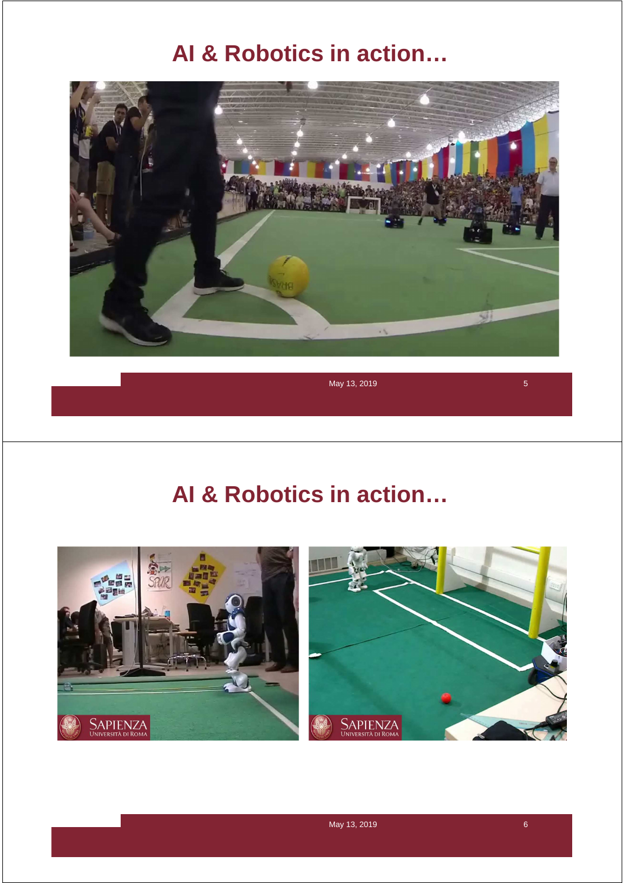# AI & Robotics in action…

# AI & Robotics in action…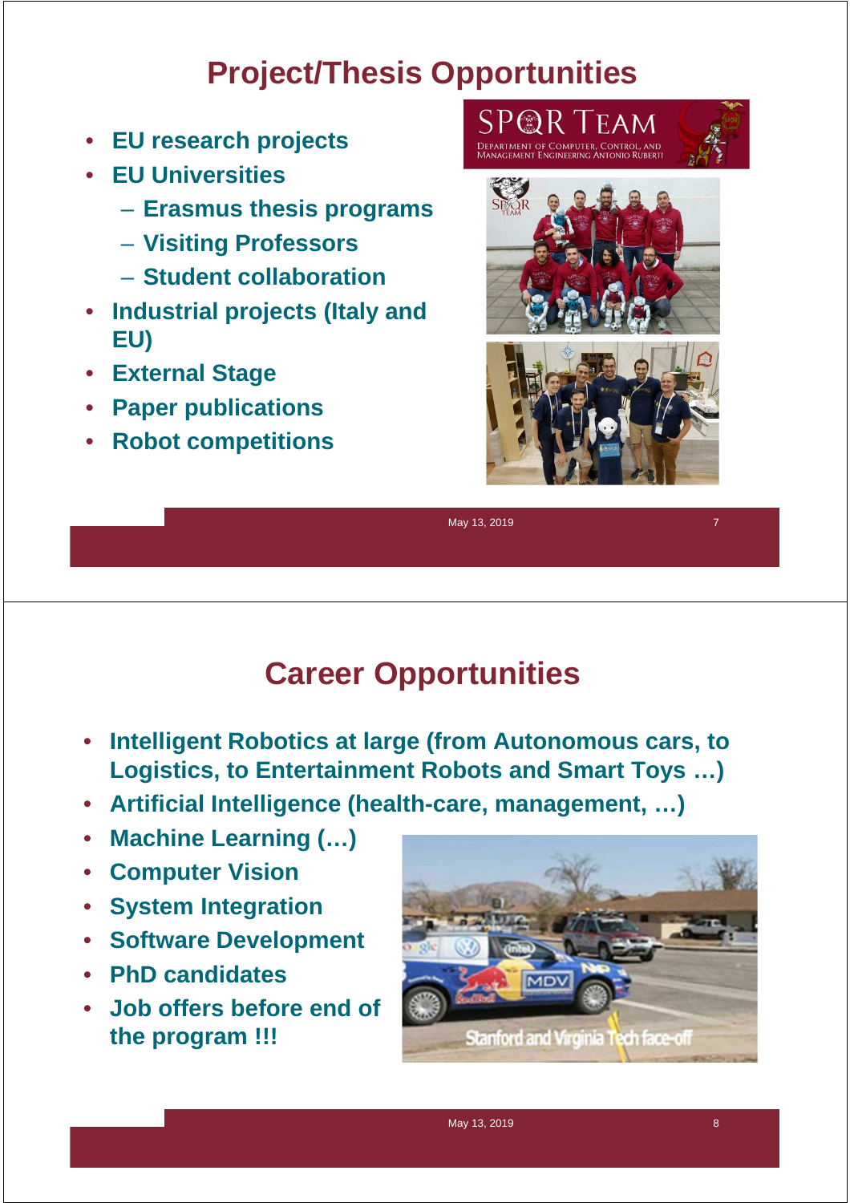## Project/Thesis Opportunities

- EU research projects
- EU Universities
  - Erasmus thesis programs
  - Visiting Professors
  - Student collaboration
- Industrial projects (Italy and EU)
- External Stage
- Paper publications
- Robot competitions

## Career Opportunities

- Intelligent Robotics at large (from Autonomous cars, to Logistics, to Entertainment Robots and Smart Toys …)
- Artificial Intelligence (health-care, management, …)
- Machine Learning (…)
- Computer Vision
- System Integration
- Software Development
- PhD candidates
- Job offers before end of the program !!!